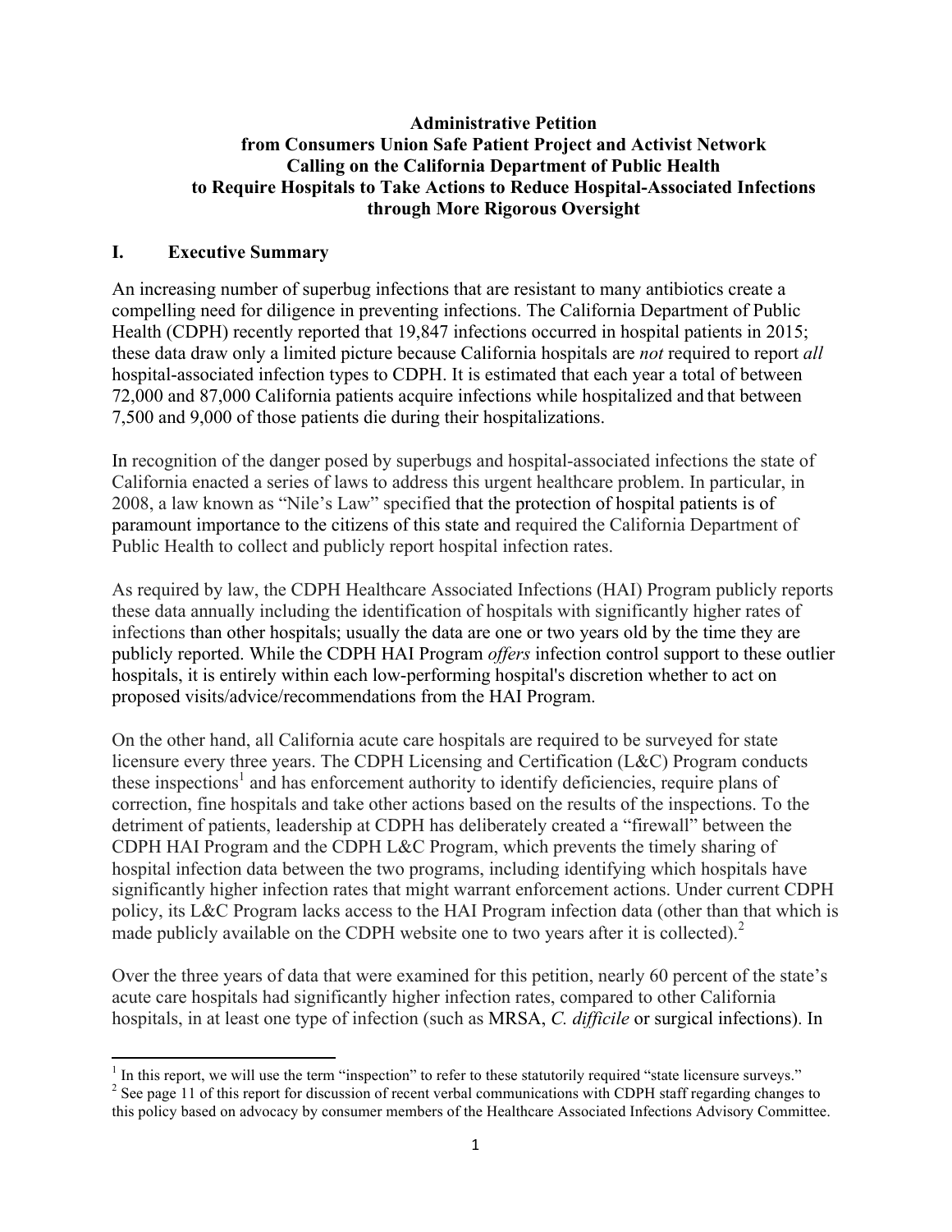**Administrative Petition**
**from Consumers Union Safe Patient Project and Activist Network**
**Calling on the California Department of Public Health**
**to Require Hospitals to Take Actions to Reduce Hospital-Associated Infections**
**through More Rigorous Oversight**

## I. Executive Summary

An increasing number of superbug infections that are resistant to many antibiotics create a compelling need for diligence in preventing infections. The California Department of Public Health (CDPH) recently reported that 19,847 infections occurred in hospital patients in 2015; these data draw only a limited picture because California hospitals are *not* required to report *all* hospital-associated infection types to CDPH. It is estimated that each year a total of between 72,000 and 87,000 California patients acquire infections while hospitalized and that between 7,500 and 9,000 of those patients die during their hospitalizations.

In recognition of the danger posed by superbugs and hospital-associated infections the state of California enacted a series of laws to address this urgent healthcare problem. In particular, in 2008, a law known as "Nile's Law" specified that the protection of hospital patients is of paramount importance to the citizens of this state and required the California Department of Public Health to collect and publicly report hospital infection rates.

As required by law, the CDPH Healthcare Associated Infections (HAI) Program publicly reports these data annually including the identification of hospitals with significantly higher rates of infections than other hospitals; usually the data are one or two years old by the time they are publicly reported. While the CDPH HAI Program *offers* infection control support to these outlier hospitals, it is entirely within each low-performing hospital's discretion whether to act on proposed visits/advice/recommendations from the HAI Program.

On the other hand, all California acute care hospitals are required to be surveyed for state licensure every three years. The CDPH Licensing and Certification (L&C) Program conducts these inspections[1] and has enforcement authority to identify deficiencies, require plans of correction, fine hospitals and take other actions based on the results of the inspections. To the detriment of patients, leadership at CDPH has deliberately created a "firewall" between the CDPH HAI Program and the CDPH L&C Program, which prevents the timely sharing of hospital infection data between the two programs, including identifying which hospitals have significantly higher infection rates that might warrant enforcement actions. Under current CDPH policy, its L&C Program lacks access to the HAI Program infection data (other than that which is made publicly available on the CDPH website one to two years after it is collected).[2]

Over the three years of data that were examined for this petition, nearly 60 percent of the state's acute care hospitals had significantly higher infection rates, compared to other California hospitals, in at least one type of infection (such as MRSA, *C. difficile* or surgical infections). In

[1] In this report, we will use the term "inspection" to refer to these statutorily required "state licensure surveys."

[2] See page 11 of this report for discussion of recent verbal communications with CDPH staff regarding changes to this policy based on advocacy by consumer members of the Healthcare Associated Infections Advisory Committee.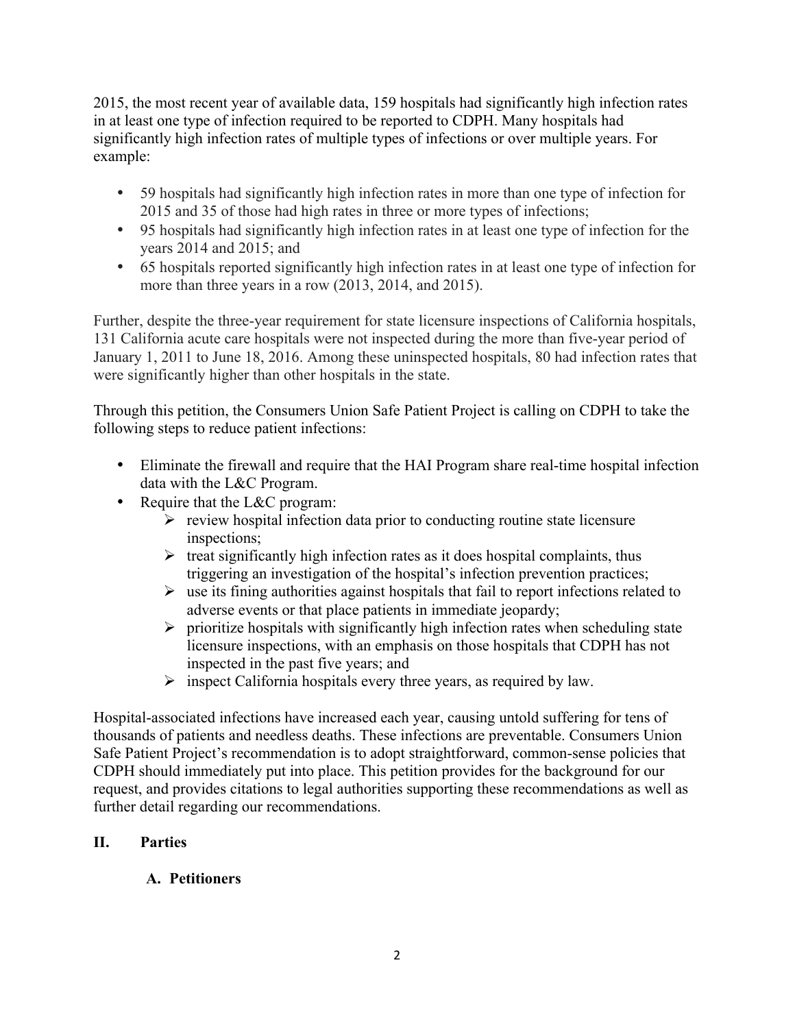2015, the most recent year of available data, 159 hospitals had significantly high infection rates in at least one type of infection required to be reported to CDPH. Many hospitals had significantly high infection rates of multiple types of infections or over multiple years. For example:

- 59 hospitals had significantly high infection rates in more than one type of infection for 2015 and 35 of those had high rates in three or more types of infections;
- 95 hospitals had significantly high infection rates in at least one type of infection for the years 2014 and 2015; and
- 65 hospitals reported significantly high infection rates in at least one type of infection for more than three years in a row (2013, 2014, and 2015).

Further, despite the three-year requirement for state licensure inspections of California hospitals, 131 California acute care hospitals were not inspected during the more than five-year period of January 1, 2011 to June 18, 2016. Among these uninspected hospitals, 80 had infection rates that were significantly higher than other hospitals in the state.

Through this petition, the Consumers Union Safe Patient Project is calling on CDPH to take the following steps to reduce patient infections:

- Eliminate the firewall and require that the HAI Program share real-time hospital infection data with the L&C Program.
- Require that the L&C program:
  - review hospital infection data prior to conducting routine state licensure inspections;
  - treat significantly high infection rates as it does hospital complaints, thus triggering an investigation of the hospital's infection prevention practices;
  - use its fining authorities against hospitals that fail to report infections related to adverse events or that place patients in immediate jeopardy;
  - prioritize hospitals with significantly high infection rates when scheduling state licensure inspections, with an emphasis on those hospitals that CDPH has not inspected in the past five years; and
  - inspect California hospitals every three years, as required by law.

Hospital-associated infections have increased each year, causing untold suffering for tens of thousands of patients and needless deaths. These infections are preventable. Consumers Union Safe Patient Project's recommendation is to adopt straightforward, common-sense policies that CDPH should immediately put into place. This petition provides for the background for our request, and provides citations to legal authorities supporting these recommendations as well as further detail regarding our recommendations.

## II. Parties

### A. Petitioners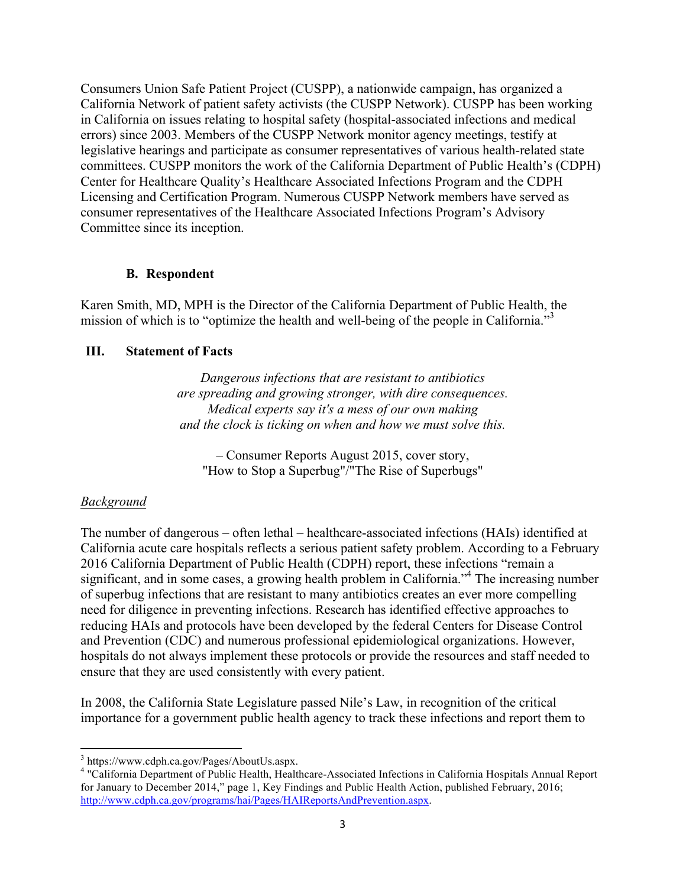Consumers Union Safe Patient Project (CUSPP), a nationwide campaign, has organized a California Network of patient safety activists (the CUSPP Network). CUSPP has been working in California on issues relating to hospital safety (hospital-associated infections and medical errors) since 2003. Members of the CUSPP Network monitor agency meetings, testify at legislative hearings and participate as consumer representatives of various health-related state committees. CUSPP monitors the work of the California Department of Public Health's (CDPH) Center for Healthcare Quality's Healthcare Associated Infections Program and the CDPH Licensing and Certification Program. Numerous CUSPP Network members have served as consumer representatives of the Healthcare Associated Infections Program's Advisory Committee since its inception.

### B. Respondent

Karen Smith, MD, MPH is the Director of the California Department of Public Health, the mission of which is to "optimize the health and well-being of the people in California."[3]

## III. Statement of Facts

*Dangerous infections that are resistant to antibiotics*
*are spreading and growing stronger, with dire consequences.*
*Medical experts say it's a mess of our own making*
*and the clock is ticking on when and how we must solve this.*

– Consumer Reports August 2015, cover story,
"How to Stop a Superbug"/"The Rise of Superbugs"

*Background*

The number of dangerous – often lethal – healthcare-associated infections (HAIs) identified at California acute care hospitals reflects a serious patient safety problem. According to a February 2016 California Department of Public Health (CDPH) report, these infections "remain a significant, and in some cases, a growing health problem in California."[4] The increasing number of superbug infections that are resistant to many antibiotics creates an ever more compelling need for diligence in preventing infections. Research has identified effective approaches to reducing HAIs and protocols have been developed by the federal Centers for Disease Control and Prevention (CDC) and numerous professional epidemiological organizations. However, hospitals do not always implement these protocols or provide the resources and staff needed to ensure that they are used consistently with every patient.

In 2008, the California State Legislature passed Nile's Law, in recognition of the critical importance for a government public health agency to track these infections and report them to

---

[3] https://www.cdph.ca.gov/Pages/AboutUs.aspx.

[4] "California Department of Public Health, Healthcare-Associated Infections in California Hospitals Annual Report for January to December 2014," page 1, Key Findings and Public Health Action, published February, 2016; http://www.cdph.ca.gov/programs/hai/Pages/HAIReportsAndPrevention.aspx.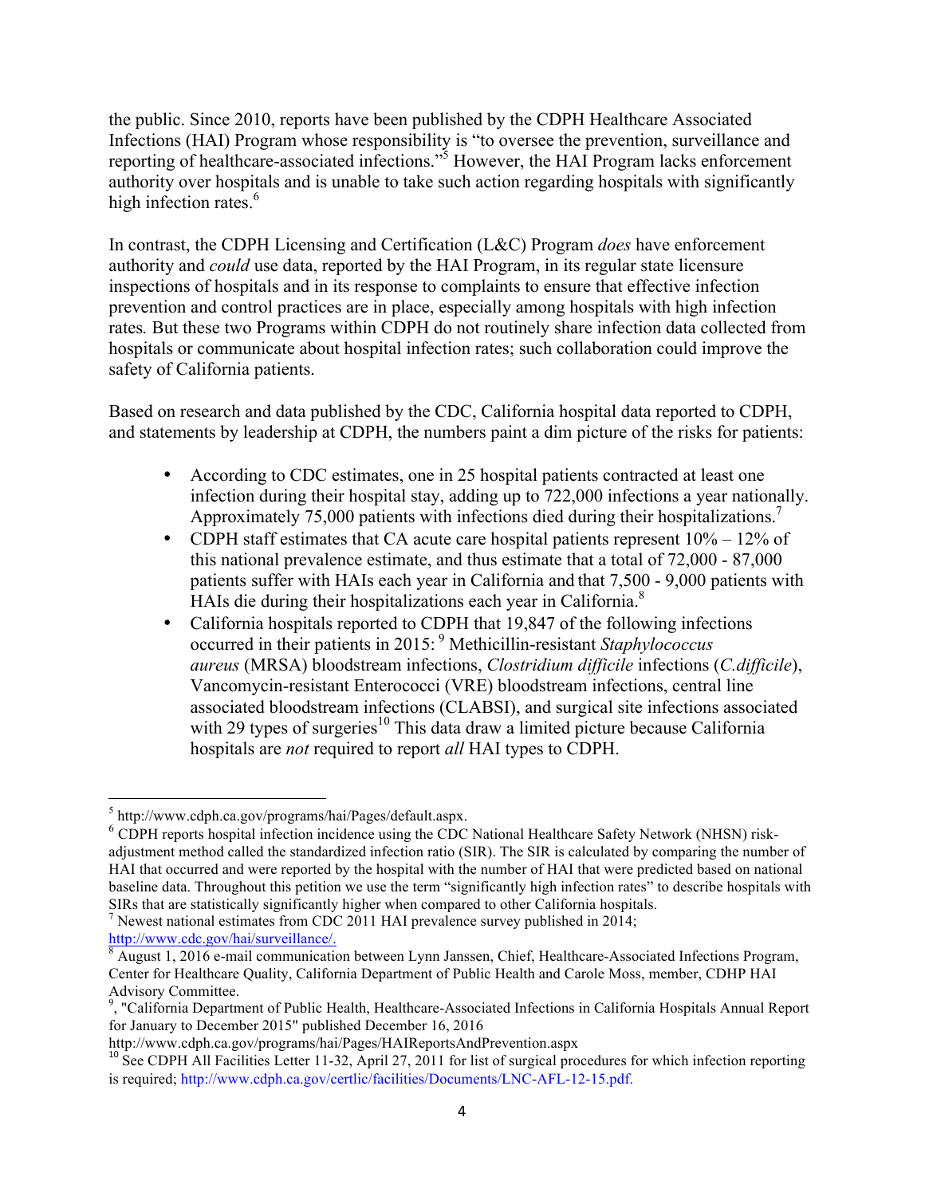the public. Since 2010, reports have been published by the CDPH Healthcare Associated Infections (HAI) Program whose responsibility is "to oversee the prevention, surveillance and reporting of healthcare-associated infections."[5] However, the HAI Program lacks enforcement authority over hospitals and is unable to take such action regarding hospitals with significantly high infection rates.[6]

In contrast, the CDPH Licensing and Certification (L&C) Program *does* have enforcement authority and *could* use data, reported by the HAI Program, in its regular state licensure inspections of hospitals and in its response to complaints to ensure that effective infection prevention and control practices are in place, especially among hospitals with high infection rates. But these two Programs within CDPH do not routinely share infection data collected from hospitals or communicate about hospital infection rates; such collaboration could improve the safety of California patients.

Based on research and data published by the CDC, California hospital data reported to CDPH, and statements by leadership at CDPH, the numbers paint a dim picture of the risks for patients:

- According to CDC estimates, one in 25 hospital patients contracted at least one infection during their hospital stay, adding up to 722,000 infections a year nationally. Approximately 75,000 patients with infections died during their hospitalizations.[7]
- CDPH staff estimates that CA acute care hospital patients represent 10% – 12% of this national prevalence estimate, and thus estimate that a total of 72,000 - 87,000 patients suffer with HAIs each year in California and that 7,500 - 9,000 patients with HAIs die during their hospitalizations each year in California.[8]
- California hospitals reported to CDPH that 19,847 of the following infections occurred in their patients in 2015: [9] Methicillin-resistant *Staphylococcus aureus* (MRSA) bloodstream infections, *Clostridium difficile* infections (*C.difficile*), Vancomycin-resistant Enterococci (VRE) bloodstream infections, central line associated bloodstream infections (CLABSI), and surgical site infections associated with 29 types of surgeries[10] This data draw a limited picture because California hospitals are *not* required to report *all* HAI types to CDPH.

---

[5] http://www.cdph.ca.gov/programs/hai/Pages/default.aspx.

[6] CDPH reports hospital infection incidence using the CDC National Healthcare Safety Network (NHSN) risk-adjustment method called the standardized infection ratio (SIR). The SIR is calculated by comparing the number of HAI that occurred and were reported by the hospital with the number of HAI that were predicted based on national baseline data. Throughout this petition we use the term "significantly high infection rates" to describe hospitals with SIRs that are statistically significantly higher when compared to other California hospitals.

[7] Newest national estimates from CDC 2011 HAI prevalence survey published in 2014; http://www.cdc.gov/hai/surveillance/.

[8] August 1, 2016 e-mail communication between Lynn Janssen, Chief, Healthcare-Associated Infections Program, Center for Healthcare Quality, California Department of Public Health and Carole Moss, member, CDHP HAI Advisory Committee.

[9], "California Department of Public Health, Healthcare-Associated Infections in California Hospitals Annual Report for January to December 2015" published December 16, 2016 http://www.cdph.ca.gov/programs/hai/Pages/HAIReportsAndPrevention.aspx

[10] See CDPH All Facilities Letter 11-32, April 27, 2011 for list of surgical procedures for which infection reporting is required; http://www.cdph.ca.gov/certlic/facilities/Documents/LNC-AFL-12-15.pdf.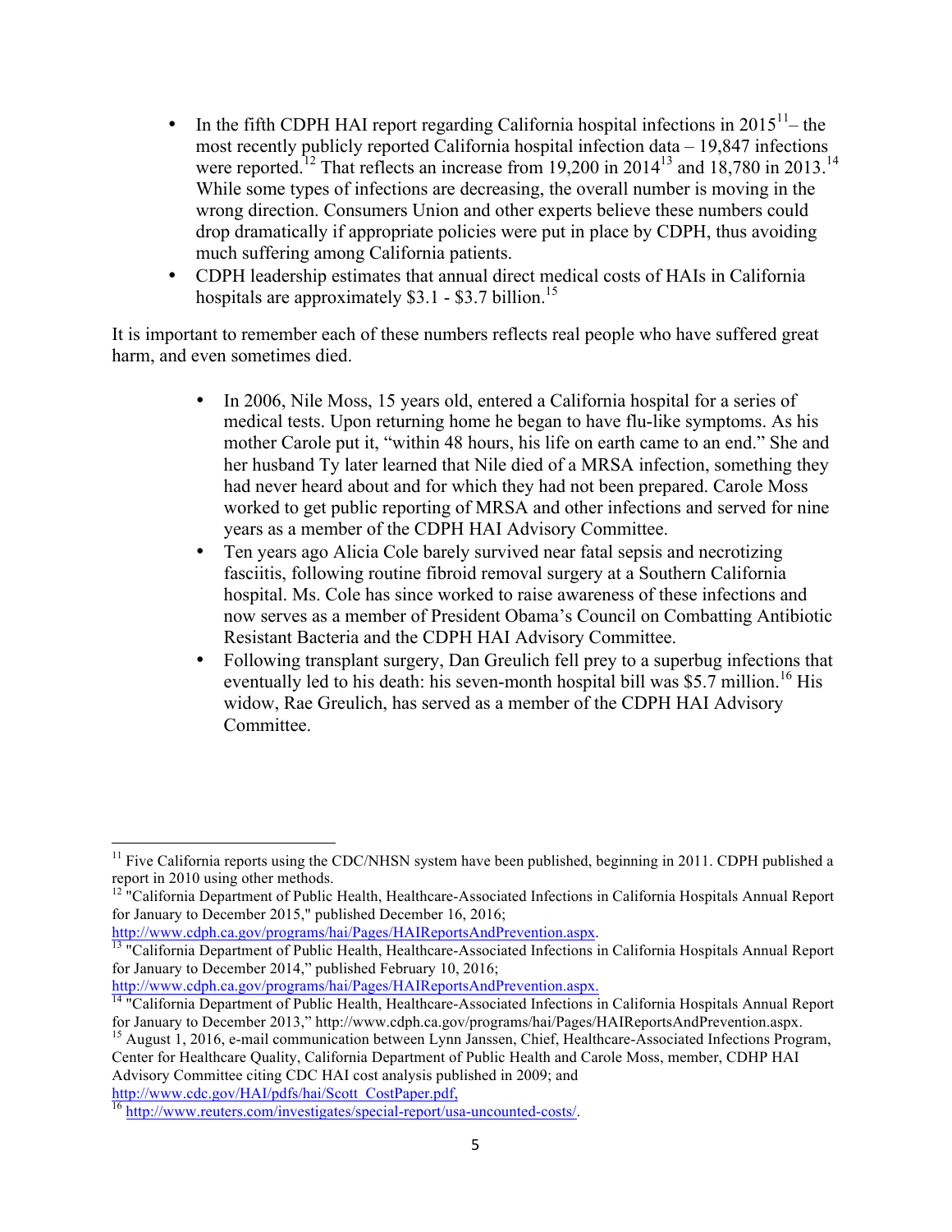- In the fifth CDPH HAI report regarding California hospital infections in 2015[11]– the most recently publicly reported California hospital infection data – 19,847 infections were reported.[12] That reflects an increase from 19,200 in 2014[13] and 18,780 in 2013.[14] While some types of infections are decreasing, the overall number is moving in the wrong direction. Consumers Union and other experts believe these numbers could drop dramatically if appropriate policies were put in place by CDPH, thus avoiding much suffering among California patients.
- CDPH leadership estimates that annual direct medical costs of HAIs in California hospitals are approximately $3.1 - $3.7 billion.[15]

It is important to remember each of these numbers reflects real people who have suffered great harm, and even sometimes died.

- In 2006, Nile Moss, 15 years old, entered a California hospital for a series of medical tests. Upon returning home he began to have flu-like symptoms. As his mother Carole put it, "within 48 hours, his life on earth came to an end." She and her husband Ty later learned that Nile died of a MRSA infection, something they had never heard about and for which they had not been prepared. Carole Moss worked to get public reporting of MRSA and other infections and served for nine years as a member of the CDPH HAI Advisory Committee.
- Ten years ago Alicia Cole barely survived near fatal sepsis and necrotizing fasciitis, following routine fibroid removal surgery at a Southern California hospital. Ms. Cole has since worked to raise awareness of these infections and now serves as a member of President Obama's Council on Combatting Antibiotic Resistant Bacteria and the CDPH HAI Advisory Committee.
- Following transplant surgery, Dan Greulich fell prey to a superbug infections that eventually led to his death: his seven-month hospital bill was $5.7 million.[16] His widow, Rae Greulich, has served as a member of the CDPH HAI Advisory Committee.

---

[11] Five California reports using the CDC/NHSN system have been published, beginning in 2011. CDPH published a report in 2010 using other methods.

[12] "California Department of Public Health, Healthcare-Associated Infections in California Hospitals Annual Report for January to December 2015," published December 16, 2016; http://www.cdph.ca.gov/programs/hai/Pages/HAIReportsAndPrevention.aspx.

[13] "California Department of Public Health, Healthcare-Associated Infections in California Hospitals Annual Report for January to December 2014," published February 10, 2016; http://www.cdph.ca.gov/programs/hai/Pages/HAIReportsAndPrevention.aspx.

[14] "California Department of Public Health, Healthcare-Associated Infections in California Hospitals Annual Report for January to December 2013," http://www.cdph.ca.gov/programs/hai/Pages/HAIReportsAndPrevention.aspx.

[15] August 1, 2016, e-mail communication between Lynn Janssen, Chief, Healthcare-Associated Infections Program, Center for Healthcare Quality, California Department of Public Health and Carole Moss, member, CDHP HAI Advisory Committee citing CDC HAI cost analysis published in 2009; and http://www.cdc.gov/HAI/pdfs/hai/Scott_CostPaper.pdf,

[16] http://www.reuters.com/investigates/special-report/usa-uncounted-costs/.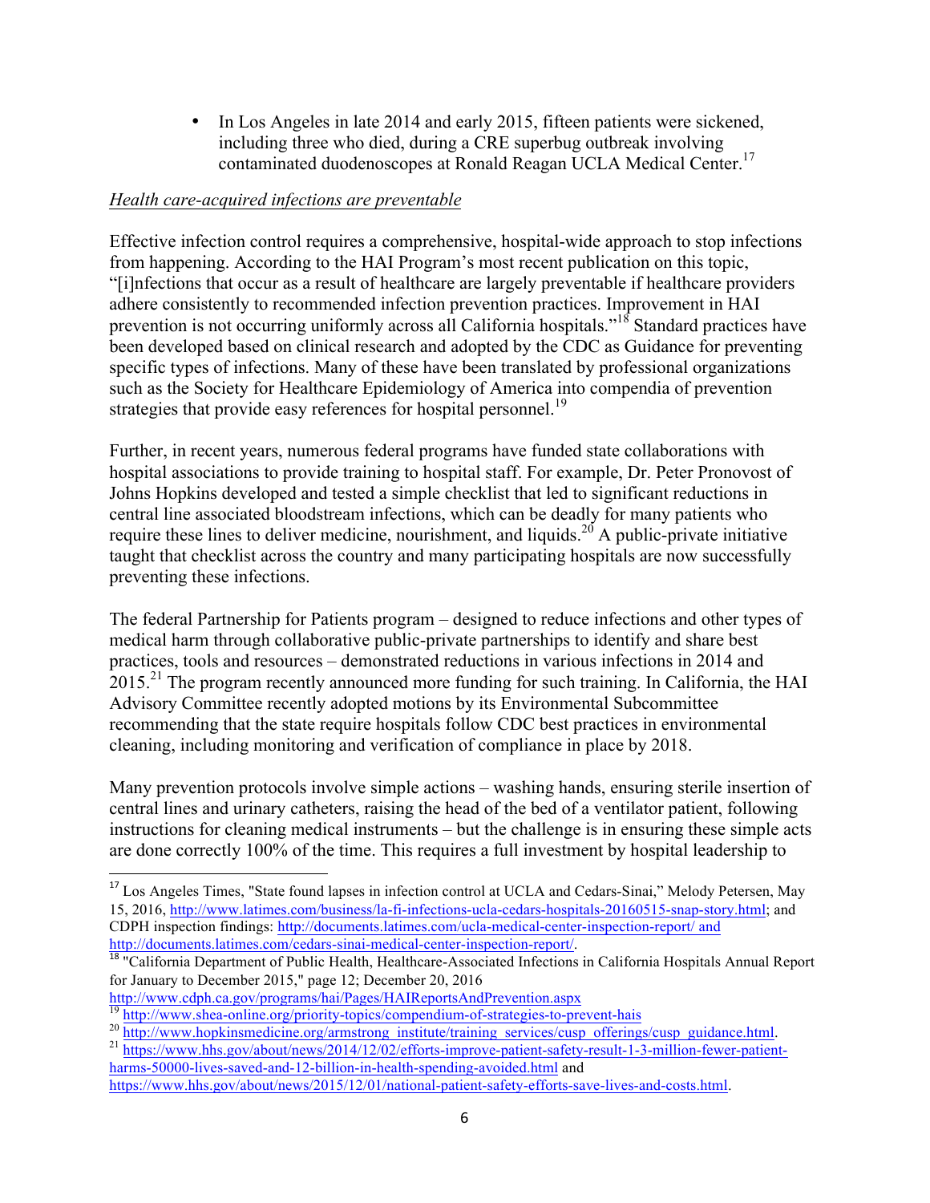- In Los Angeles in late 2014 and early 2015, fifteen patients were sickened, including three who died, during a CRE superbug outbreak involving contaminated duodenoscopes at Ronald Reagan UCLA Medical Center.[17]

*Health care-acquired infections are preventable*

Effective infection control requires a comprehensive, hospital-wide approach to stop infections from happening. According to the HAI Program's most recent publication on this topic, "[i]nfections that occur as a result of healthcare are largely preventable if healthcare providers adhere consistently to recommended infection prevention practices. Improvement in HAI prevention is not occurring uniformly across all California hospitals."[18] Standard practices have been developed based on clinical research and adopted by the CDC as Guidance for preventing specific types of infections. Many of these have been translated by professional organizations such as the Society for Healthcare Epidemiology of America into compendia of prevention strategies that provide easy references for hospital personnel.[19]

Further, in recent years, numerous federal programs have funded state collaborations with hospital associations to provide training to hospital staff. For example, Dr. Peter Pronovost of Johns Hopkins developed and tested a simple checklist that led to significant reductions in central line associated bloodstream infections, which can be deadly for many patients who require these lines to deliver medicine, nourishment, and liquids.[20] A public-private initiative taught that checklist across the country and many participating hospitals are now successfully preventing these infections.

The federal Partnership for Patients program – designed to reduce infections and other types of medical harm through collaborative public-private partnerships to identify and share best practices, tools and resources – demonstrated reductions in various infections in 2014 and 2015.[21] The program recently announced more funding for such training. In California, the HAI Advisory Committee recently adopted motions by its Environmental Subcommittee recommending that the state require hospitals follow CDC best practices in environmental cleaning, including monitoring and verification of compliance in place by 2018.

Many prevention protocols involve simple actions – washing hands, ensuring sterile insertion of central lines and urinary catheters, raising the head of the bed of a ventilator patient, following instructions for cleaning medical instruments – but the challenge is in ensuring these simple acts are done correctly 100% of the time. This requires a full investment by hospital leadership to

---

[17] Los Angeles Times, "State found lapses in infection control at UCLA and Cedars-Sinai," Melody Petersen, May 15, 2016, http://www.latimes.com/business/la-fi-infections-ucla-cedars-hospitals-20160515-snap-story.html; and CDPH inspection findings: http://documents.latimes.com/ucla-medical-center-inspection-report/ and http://documents.latimes.com/cedars-sinai-medical-center-inspection-report/.

[18] "California Department of Public Health, Healthcare-Associated Infections in California Hospitals Annual Report for January to December 2015," page 12; December 20, 2016 http://www.cdph.ca.gov/programs/hai/Pages/HAIReportsAndPrevention.aspx

[19] http://www.shea-online.org/priority-topics/compendium-of-strategies-to-prevent-hais

[20] http://www.hopkinsmedicine.org/armstrong_institute/training_services/cusp_offerings/cusp_guidance.html.

[21] https://www.hhs.gov/about/news/2014/12/02/efforts-improve-patient-safety-result-1-3-million-fewer-patient-harms-50000-lives-saved-and-12-billion-in-health-spending-avoided.html and https://www.hhs.gov/about/news/2015/12/01/national-patient-safety-efforts-save-lives-and-costs.html.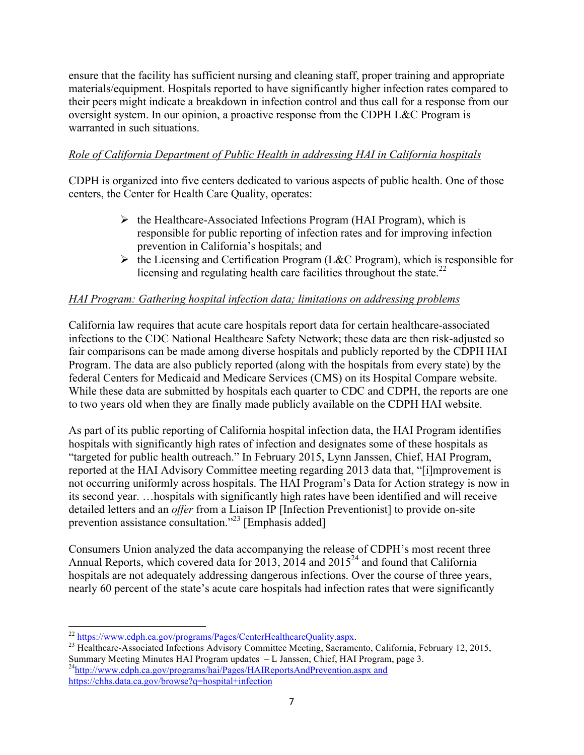ensure that the facility has sufficient nursing and cleaning staff, proper training and appropriate materials/equipment. Hospitals reported to have significantly higher infection rates compared to their peers might indicate a breakdown in infection control and thus call for a response from our oversight system. In our opinion, a proactive response from the CDPH L&C Program is warranted in such situations.

*Role of California Department of Public Health in addressing HAI in California hospitals*

CDPH is organized into five centers dedicated to various aspects of public health. One of those centers, the Center for Health Care Quality, operates:

- the Healthcare-Associated Infections Program (HAI Program), which is responsible for public reporting of infection rates and for improving infection prevention in California's hospitals; and
- the Licensing and Certification Program (L&C Program), which is responsible for licensing and regulating health care facilities throughout the state.[22]

*HAI Program: Gathering hospital infection data; limitations on addressing problems*

California law requires that acute care hospitals report data for certain healthcare-associated infections to the CDC National Healthcare Safety Network; these data are then risk-adjusted so fair comparisons can be made among diverse hospitals and publicly reported by the CDPH HAI Program. The data are also publicly reported (along with the hospitals from every state) by the federal Centers for Medicaid and Medicare Services (CMS) on its Hospital Compare website. While these data are submitted by hospitals each quarter to CDC and CDPH, the reports are one to two years old when they are finally made publicly available on the CDPH HAI website.

As part of its public reporting of California hospital infection data, the HAI Program identifies hospitals with significantly high rates of infection and designates some of these hospitals as "targeted for public health outreach." In February 2015, Lynn Janssen, Chief, HAI Program, reported at the HAI Advisory Committee meeting regarding 2013 data that, "[i]mprovement is not occurring uniformly across hospitals. The HAI Program's Data for Action strategy is now in its second year. …hospitals with significantly high rates have been identified and will receive detailed letters and an *offer* from a Liaison IP [Infection Preventionist] to provide on-site prevention assistance consultation."[23] [Emphasis added]

Consumers Union analyzed the data accompanying the release of CDPH's most recent three Annual Reports, which covered data for 2013, 2014 and 2015[24] and found that California hospitals are not adequately addressing dangerous infections. Over the course of three years, nearly 60 percent of the state's acute care hospitals had infection rates that were significantly

---

[22] https://www.cdph.ca.gov/programs/Pages/CenterHealthcareQuality.aspx.

[23] Healthcare-Associated Infections Advisory Committee Meeting, Sacramento, California, February 12, 2015, Summary Meeting Minutes HAI Program updates – L Janssen, Chief, HAI Program, page 3.

[24] http://www.cdph.ca.gov/programs/hai/Pages/HAIReportsAndPrevention.aspx and https://chhs.data.ca.gov/browse?q=hospital+infection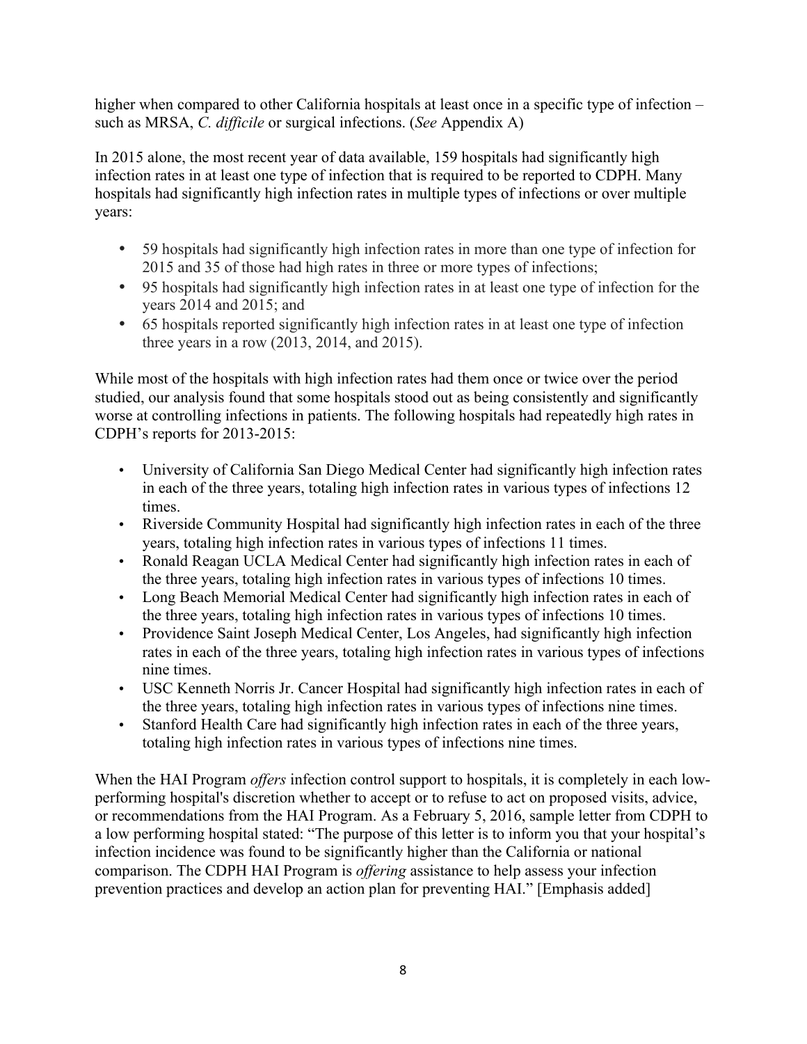higher when compared to other California hospitals at least once in a specific type of infection – such as MRSA, *C. difficile* or surgical infections. (*See* Appendix A)

In 2015 alone, the most recent year of data available, 159 hospitals had significantly high infection rates in at least one type of infection that is required to be reported to CDPH. Many hospitals had significantly high infection rates in multiple types of infections or over multiple years:

- 59 hospitals had significantly high infection rates in more than one type of infection for 2015 and 35 of those had high rates in three or more types of infections;
- 95 hospitals had significantly high infection rates in at least one type of infection for the years 2014 and 2015; and
- 65 hospitals reported significantly high infection rates in at least one type of infection three years in a row (2013, 2014, and 2015).

While most of the hospitals with high infection rates had them once or twice over the period studied, our analysis found that some hospitals stood out as being consistently and significantly worse at controlling infections in patients. The following hospitals had repeatedly high rates in CDPH's reports for 2013-2015:

- University of California San Diego Medical Center had significantly high infection rates in each of the three years, totaling high infection rates in various types of infections 12 times.
- Riverside Community Hospital had significantly high infection rates in each of the three years, totaling high infection rates in various types of infections 11 times.
- Ronald Reagan UCLA Medical Center had significantly high infection rates in each of the three years, totaling high infection rates in various types of infections 10 times.
- Long Beach Memorial Medical Center had significantly high infection rates in each of the three years, totaling high infection rates in various types of infections 10 times.
- Providence Saint Joseph Medical Center, Los Angeles, had significantly high infection rates in each of the three years, totaling high infection rates in various types of infections nine times.
- USC Kenneth Norris Jr. Cancer Hospital had significantly high infection rates in each of the three years, totaling high infection rates in various types of infections nine times.
- Stanford Health Care had significantly high infection rates in each of the three years, totaling high infection rates in various types of infections nine times.

When the HAI Program *offers* infection control support to hospitals, it is completely in each low-performing hospital's discretion whether to accept or to refuse to act on proposed visits, advice, or recommendations from the HAI Program. As a February 5, 2016, sample letter from CDPH to a low performing hospital stated: "The purpose of this letter is to inform you that your hospital's infection incidence was found to be significantly higher than the California or national comparison. The CDPH HAI Program is *offering* assistance to help assess your infection prevention practices and develop an action plan for preventing HAI." [Emphasis added]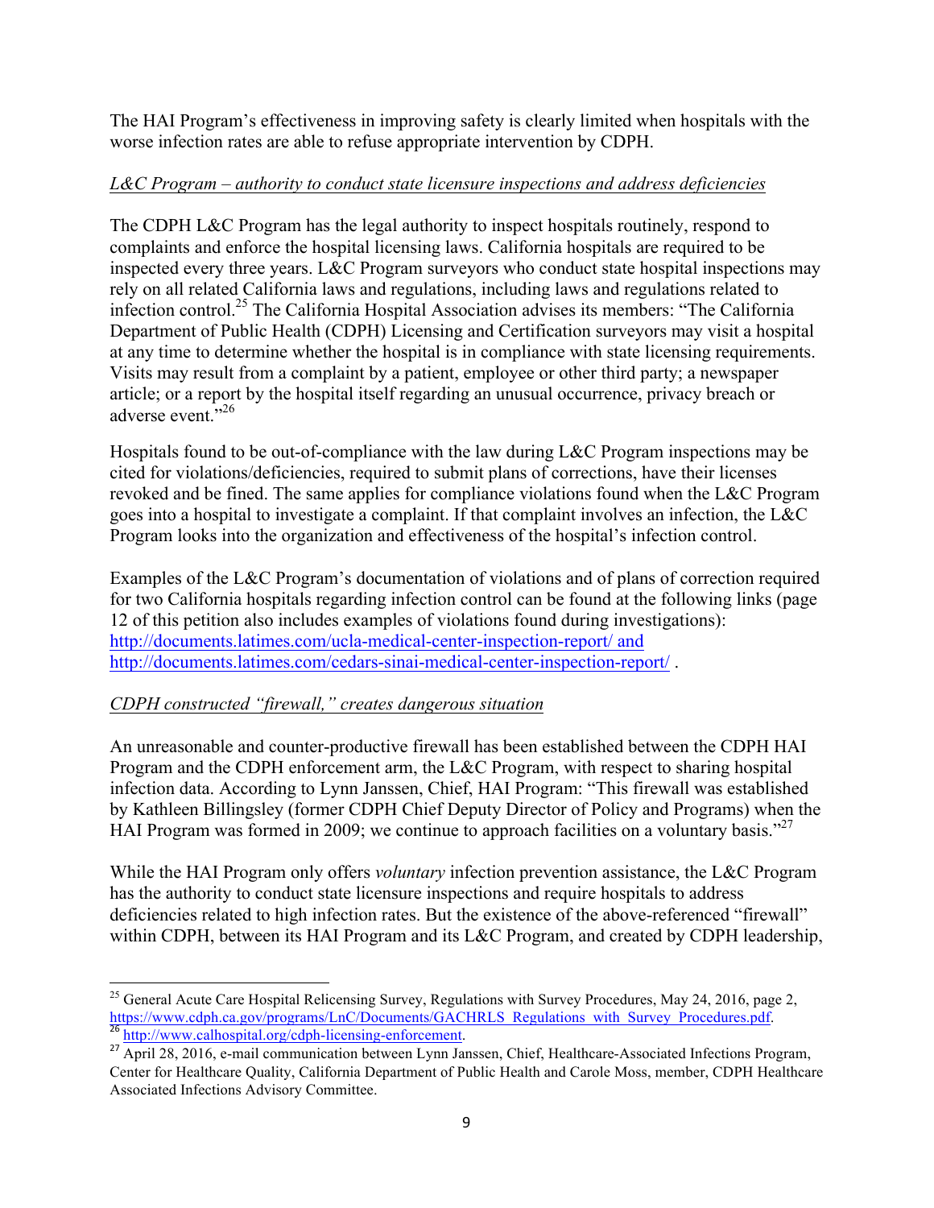The HAI Program's effectiveness in improving safety is clearly limited when hospitals with the worse infection rates are able to refuse appropriate intervention by CDPH.

*L&C Program – authority to conduct state licensure inspections and address deficiencies*

The CDPH L&C Program has the legal authority to inspect hospitals routinely, respond to complaints and enforce the hospital licensing laws. California hospitals are required to be inspected every three years. L&C Program surveyors who conduct state hospital inspections may rely on all related California laws and regulations, including laws and regulations related to infection control.[25] The California Hospital Association advises its members: "The California Department of Public Health (CDPH) Licensing and Certification surveyors may visit a hospital at any time to determine whether the hospital is in compliance with state licensing requirements. Visits may result from a complaint by a patient, employee or other third party; a newspaper article; or a report by the hospital itself regarding an unusual occurrence, privacy breach or adverse event."[26]

Hospitals found to be out-of-compliance with the law during L&C Program inspections may be cited for violations/deficiencies, required to submit plans of corrections, have their licenses revoked and be fined. The same applies for compliance violations found when the L&C Program goes into a hospital to investigate a complaint. If that complaint involves an infection, the L&C Program looks into the organization and effectiveness of the hospital's infection control.

Examples of the L&C Program's documentation of violations and of plans of correction required for two California hospitals regarding infection control can be found at the following links (page 12 of this petition also includes examples of violations found during investigations): http://documents.latimes.com/ucla-medical-center-inspection-report/ and http://documents.latimes.com/cedars-sinai-medical-center-inspection-report/ .

*CDPH constructed "firewall," creates dangerous situation*

An unreasonable and counter-productive firewall has been established between the CDPH HAI Program and the CDPH enforcement arm, the L&C Program, with respect to sharing hospital infection data. According to Lynn Janssen, Chief, HAI Program: "This firewall was established by Kathleen Billingsley (former CDPH Chief Deputy Director of Policy and Programs) when the HAI Program was formed in 2009; we continue to approach facilities on a voluntary basis."[27]

While the HAI Program only offers *voluntary* infection prevention assistance, the L&C Program has the authority to conduct state licensure inspections and require hospitals to address deficiencies related to high infection rates. But the existence of the above-referenced "firewall" within CDPH, between its HAI Program and its L&C Program, and created by CDPH leadership,

---

[25] General Acute Care Hospital Relicensing Survey, Regulations with Survey Procedures, May 24, 2016, page 2, https://www.cdph.ca.gov/programs/LnC/Documents/GACHRLS_Regulations_with_Survey_Procedures.pdf.

[26] http://www.calhospital.org/cdph-licensing-enforcement.

[27] April 28, 2016, e-mail communication between Lynn Janssen, Chief, Healthcare-Associated Infections Program, Center for Healthcare Quality, California Department of Public Health and Carole Moss, member, CDPH Healthcare Associated Infections Advisory Committee.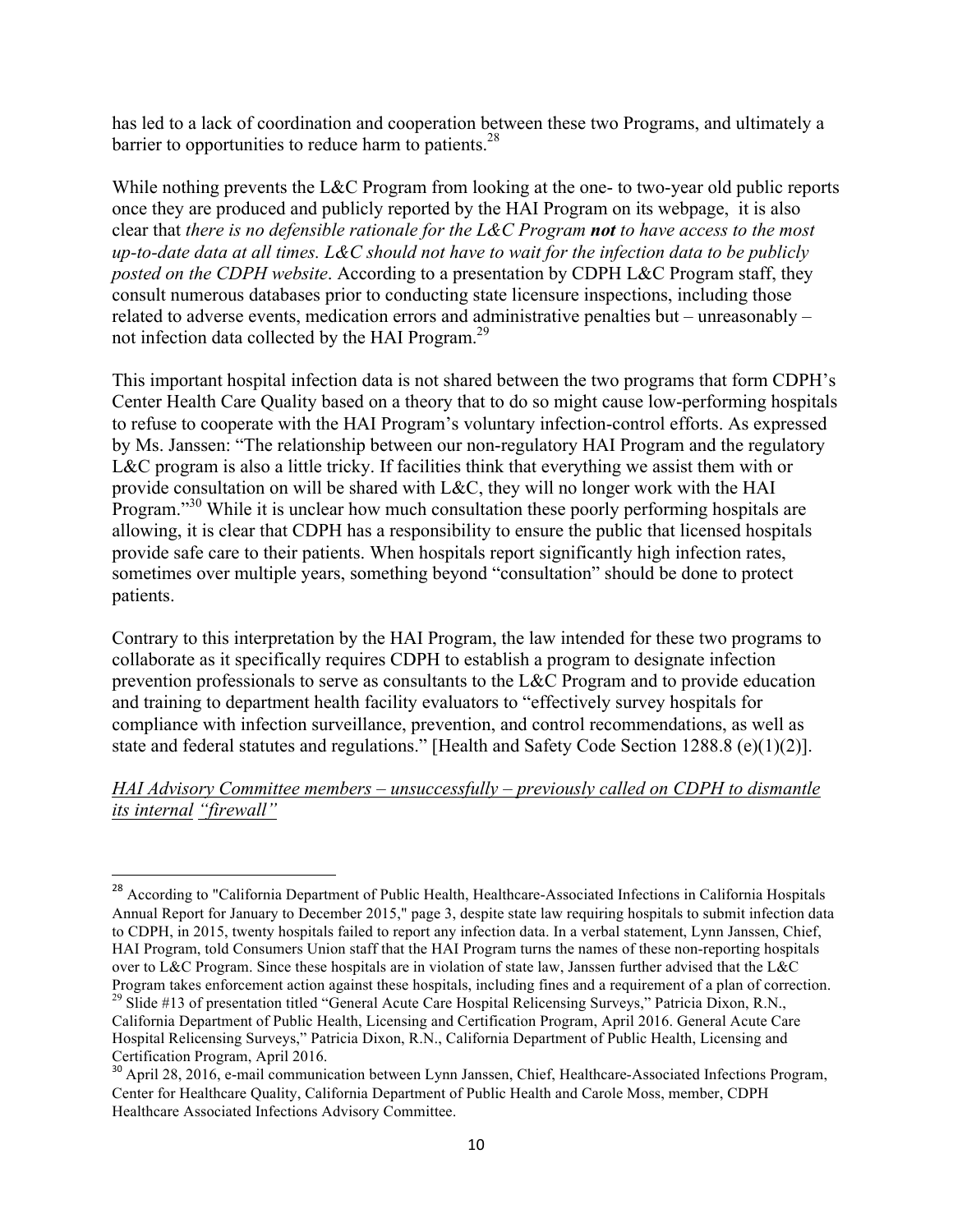has led to a lack of coordination and cooperation between these two Programs, and ultimately a barrier to opportunities to reduce harm to patients.[28]

While nothing prevents the L&C Program from looking at the one- to two-year old public reports once they are produced and publicly reported by the HAI Program on its webpage, it is also clear that *there is no defensible rationale for the L&C Program **not** to have access to the most up-to-date data at all times. L&C should not have to wait for the infection data to be publicly posted on the CDPH website*. According to a presentation by CDPH L&C Program staff, they consult numerous databases prior to conducting state licensure inspections, including those related to adverse events, medication errors and administrative penalties but – unreasonably – not infection data collected by the HAI Program.[29]

This important hospital infection data is not shared between the two programs that form CDPH's Center Health Care Quality based on a theory that to do so might cause low-performing hospitals to refuse to cooperate with the HAI Program's voluntary infection-control efforts. As expressed by Ms. Janssen: "The relationship between our non-regulatory HAI Program and the regulatory L&C program is also a little tricky. If facilities think that everything we assist them with or provide consultation on will be shared with L&C, they will no longer work with the HAI Program."[30] While it is unclear how much consultation these poorly performing hospitals are allowing, it is clear that CDPH has a responsibility to ensure the public that licensed hospitals provide safe care to their patients. When hospitals report significantly high infection rates, sometimes over multiple years, something beyond "consultation" should be done to protect patients.

Contrary to this interpretation by the HAI Program, the law intended for these two programs to collaborate as it specifically requires CDPH to establish a program to designate infection prevention professionals to serve as consultants to the L&C Program and to provide education and training to department health facility evaluators to "effectively survey hospitals for compliance with infection surveillance, prevention, and control recommendations, as well as state and federal statutes and regulations." [Health and Safety Code Section 1288.8 (e)(1)(2)].

*HAI Advisory Committee members – unsuccessfully – previously called on CDPH to dismantle its internal "firewall"*

---

[28] According to "California Department of Public Health, Healthcare-Associated Infections in California Hospitals Annual Report for January to December 2015," page 3, despite state law requiring hospitals to submit infection data to CDPH, in 2015, twenty hospitals failed to report any infection data. In a verbal statement, Lynn Janssen, Chief, HAI Program, told Consumers Union staff that the HAI Program turns the names of these non-reporting hospitals over to L&C Program. Since these hospitals are in violation of state law, Janssen further advised that the L&C Program takes enforcement action against these hospitals, including fines and a requirement of a plan of correction.

[29] Slide #13 of presentation titled "General Acute Care Hospital Relicensing Surveys," Patricia Dixon, R.N., California Department of Public Health, Licensing and Certification Program, April 2016. General Acute Care Hospital Relicensing Surveys," Patricia Dixon, R.N., California Department of Public Health, Licensing and Certification Program, April 2016.

[30] April 28, 2016, e-mail communication between Lynn Janssen, Chief, Healthcare-Associated Infections Program, Center for Healthcare Quality, California Department of Public Health and Carole Moss, member, CDPH Healthcare Associated Infections Advisory Committee.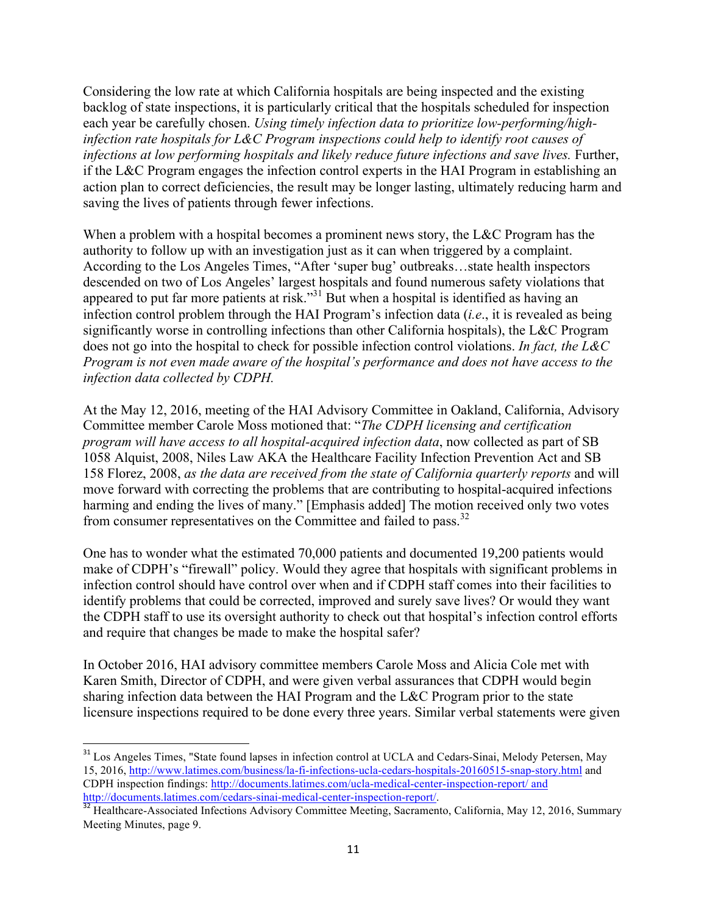Considering the low rate at which California hospitals are being inspected and the existing backlog of state inspections, it is particularly critical that the hospitals scheduled for inspection each year be carefully chosen. *Using timely infection data to prioritize low-performing/high-infection rate hospitals for L&C Program inspections could help to identify root causes of infections at low performing hospitals and likely reduce future infections and save lives.* Further, if the L&C Program engages the infection control experts in the HAI Program in establishing an action plan to correct deficiencies, the result may be longer lasting, ultimately reducing harm and saving the lives of patients through fewer infections.

When a problem with a hospital becomes a prominent news story, the L&C Program has the authority to follow up with an investigation just as it can when triggered by a complaint. According to the Los Angeles Times, "After 'super bug' outbreaks…state health inspectors descended on two of Los Angeles' largest hospitals and found numerous safety violations that appeared to put far more patients at risk."[31] But when a hospital is identified as having an infection control problem through the HAI Program's infection data (*i.e*., it is revealed as being significantly worse in controlling infections than other California hospitals), the L&C Program does not go into the hospital to check for possible infection control violations. *In fact, the L&C Program is not even made aware of the hospital's performance and does not have access to the infection data collected by CDPH.*

At the May 12, 2016, meeting of the HAI Advisory Committee in Oakland, California, Advisory Committee member Carole Moss motioned that: "*The CDPH licensing and certification program will have access to all hospital-acquired infection data*, now collected as part of SB 1058 Alquist, 2008, Niles Law AKA the Healthcare Facility Infection Prevention Act and SB 158 Florez, 2008, *as the data are received from the state of California quarterly reports* and will move forward with correcting the problems that are contributing to hospital-acquired infections harming and ending the lives of many." [Emphasis added] The motion received only two votes from consumer representatives on the Committee and failed to pass.[32]

One has to wonder what the estimated 70,000 patients and documented 19,200 patients would make of CDPH's "firewall" policy. Would they agree that hospitals with significant problems in infection control should have control over when and if CDPH staff comes into their facilities to identify problems that could be corrected, improved and surely save lives? Or would they want the CDPH staff to use its oversight authority to check out that hospital's infection control efforts and require that changes be made to make the hospital safer?

In October 2016, HAI advisory committee members Carole Moss and Alicia Cole met with Karen Smith, Director of CDPH, and were given verbal assurances that CDPH would begin sharing infection data between the HAI Program and the L&C Program prior to the state licensure inspections required to be done every three years. Similar verbal statements were given

---

[31] Los Angeles Times, "State found lapses in infection control at UCLA and Cedars-Sinai, Melody Petersen, May 15, 2016, http://www.latimes.com/business/la-fi-infections-ucla-cedars-hospitals-20160515-snap-story.html and CDPH inspection findings: http://documents.latimes.com/ucla-medical-center-inspection-report/ and http://documents.latimes.com/cedars-sinai-medical-center-inspection-report/.

[32] Healthcare-Associated Infections Advisory Committee Meeting, Sacramento, California, May 12, 2016, Summary Meeting Minutes, page 9.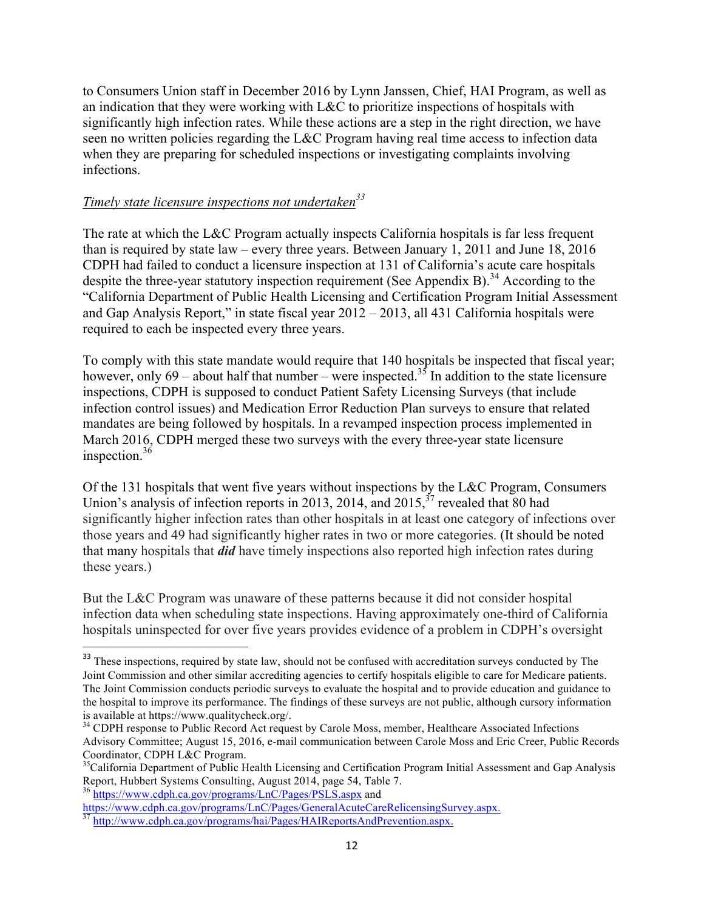to Consumers Union staff in December 2016 by Lynn Janssen, Chief, HAI Program, as well as an indication that they were working with L&C to prioritize inspections of hospitals with significantly high infection rates. While these actions are a step in the right direction, we have seen no written policies regarding the L&C Program having real time access to infection data when they are preparing for scheduled inspections or investigating complaints involving infections.

*Timely state licensure inspections not undertaken*[33]

The rate at which the L&C Program actually inspects California hospitals is far less frequent than is required by state law – every three years. Between January 1, 2011 and June 18, 2016 CDPH had failed to conduct a licensure inspection at 131 of California's acute care hospitals despite the three-year statutory inspection requirement (See Appendix B).[34] According to the "California Department of Public Health Licensing and Certification Program Initial Assessment and Gap Analysis Report," in state fiscal year 2012 – 2013, all 431 California hospitals were required to each be inspected every three years.

To comply with this state mandate would require that 140 hospitals be inspected that fiscal year; however, only 69 – about half that number – were inspected.[35] In addition to the state licensure inspections, CDPH is supposed to conduct Patient Safety Licensing Surveys (that include infection control issues) and Medication Error Reduction Plan surveys to ensure that related mandates are being followed by hospitals. In a revamped inspection process implemented in March 2016, CDPH merged these two surveys with the every three-year state licensure inspection.[36]

Of the 131 hospitals that went five years without inspections by the L&C Program, Consumers Union's analysis of infection reports in 2013, 2014, and 2015,[37] revealed that 80 had significantly higher infection rates than other hospitals in at least one category of infections over those years and 49 had significantly higher rates in two or more categories. (It should be noted that many hospitals that ***did*** have timely inspections also reported high infection rates during these years.)

But the L&C Program was unaware of these patterns because it did not consider hospital infection data when scheduling state inspections. Having approximately one-third of California hospitals uninspected for over five years provides evidence of a problem in CDPH's oversight

---

[33] These inspections, required by state law, should not be confused with accreditation surveys conducted by The Joint Commission and other similar accrediting agencies to certify hospitals eligible to care for Medicare patients. The Joint Commission conducts periodic surveys to evaluate the hospital and to provide education and guidance to the hospital to improve its performance. The findings of these surveys are not public, although cursory information is available at https://www.qualitycheck.org/.

[34] CDPH response to Public Record Act request by Carole Moss, member, Healthcare Associated Infections Advisory Committee; August 15, 2016, e-mail communication between Carole Moss and Eric Creer, Public Records Coordinator, CDPH L&C Program.

[35] California Department of Public Health Licensing and Certification Program Initial Assessment and Gap Analysis Report, Hubbert Systems Consulting, August 2014, page 54, Table 7.

[36] https://www.cdph.ca.gov/programs/LnC/Pages/PSLS.aspx and https://www.cdph.ca.gov/programs/LnC/Pages/GeneralAcuteCareRelicensingSurvey.aspx.

[37] http://www.cdph.ca.gov/programs/hai/Pages/HAIReportsAndPrevention.aspx.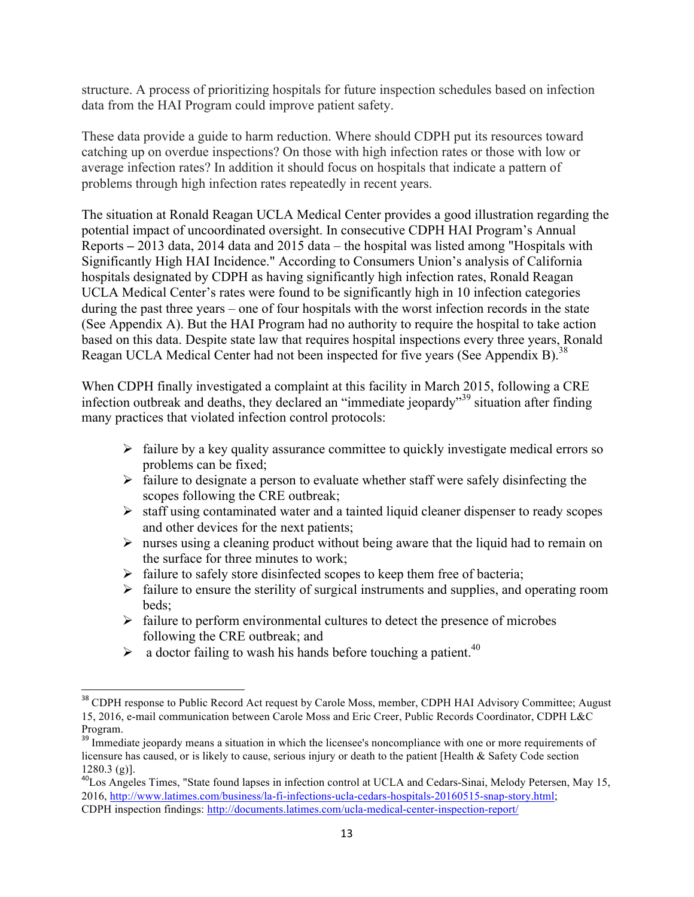structure. A process of prioritizing hospitals for future inspection schedules based on infection data from the HAI Program could improve patient safety.

These data provide a guide to harm reduction. Where should CDPH put its resources toward catching up on overdue inspections? On those with high infection rates or those with low or average infection rates? In addition it should focus on hospitals that indicate a pattern of problems through high infection rates repeatedly in recent years.

The situation at Ronald Reagan UCLA Medical Center provides a good illustration regarding the potential impact of uncoordinated oversight. In consecutive CDPH HAI Program's Annual Reports – 2013 data, 2014 data and 2015 data – the hospital was listed among "Hospitals with Significantly High HAI Incidence." According to Consumers Union's analysis of California hospitals designated by CDPH as having significantly high infection rates, Ronald Reagan UCLA Medical Center's rates were found to be significantly high in 10 infection categories during the past three years – one of four hospitals with the worst infection records in the state (See Appendix A). But the HAI Program had no authority to require the hospital to take action based on this data. Despite state law that requires hospital inspections every three years, Ronald Reagan UCLA Medical Center had not been inspected for five years (See Appendix B).[38]

When CDPH finally investigated a complaint at this facility in March 2015, following a CRE infection outbreak and deaths, they declared an "immediate jeopardy"[39] situation after finding many practices that violated infection control protocols:

- failure by a key quality assurance committee to quickly investigate medical errors so problems can be fixed;
- failure to designate a person to evaluate whether staff were safely disinfecting the scopes following the CRE outbreak;
- staff using contaminated water and a tainted liquid cleaner dispenser to ready scopes and other devices for the next patients;
- nurses using a cleaning product without being aware that the liquid had to remain on the surface for three minutes to work;
- failure to safely store disinfected scopes to keep them free of bacteria;
- failure to ensure the sterility of surgical instruments and supplies, and operating room beds;
- failure to perform environmental cultures to detect the presence of microbes following the CRE outbreak; and
- a doctor failing to wash his hands before touching a patient.[40]

---

[38] CDPH response to Public Record Act request by Carole Moss, member, CDPH HAI Advisory Committee; August 15, 2016, e-mail communication between Carole Moss and Eric Creer, Public Records Coordinator, CDPH L&C Program.

[39] Immediate jeopardy means a situation in which the licensee's noncompliance with one or more requirements of licensure has caused, or is likely to cause, serious injury or death to the patient [Health & Safety Code section 1280.3 (g)].

[40] Los Angeles Times, "State found lapses in infection control at UCLA and Cedars-Sinai, Melody Petersen, May 15, 2016, http://www.latimes.com/business/la-fi-infections-ucla-cedars-hospitals-20160515-snap-story.html; CDPH inspection findings: http://documents.latimes.com/ucla-medical-center-inspection-report/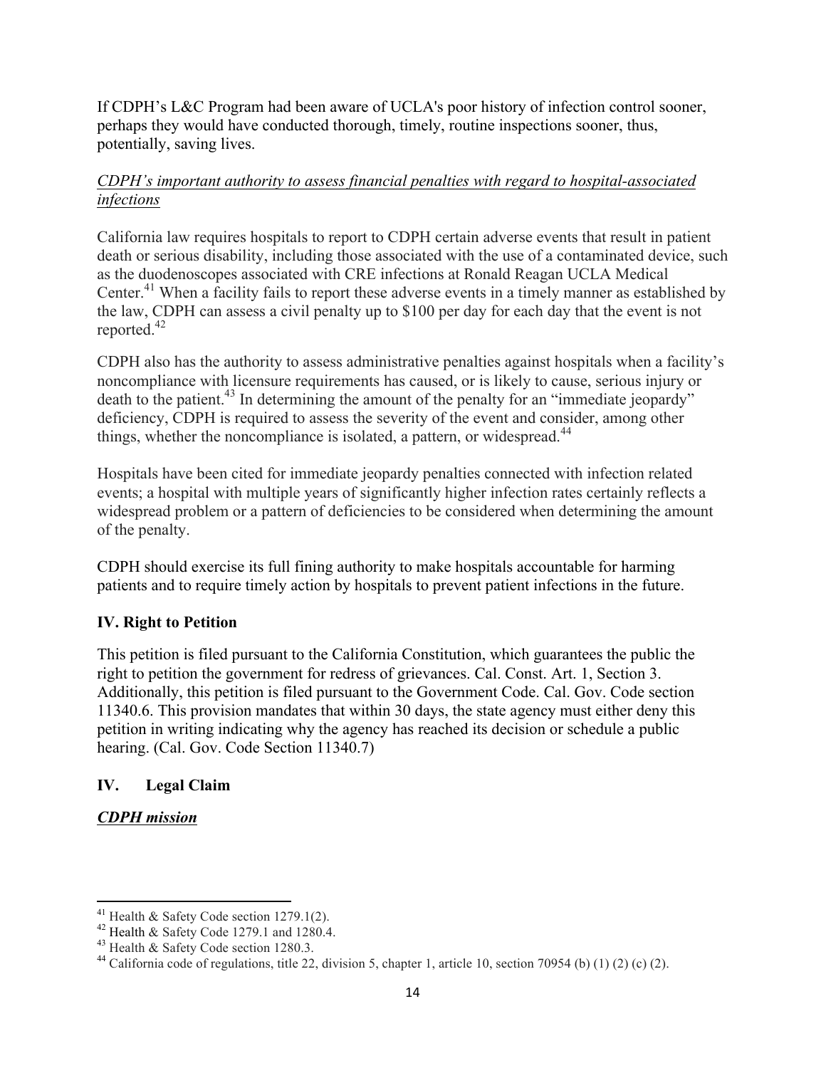If CDPH's L&C Program had been aware of UCLA's poor history of infection control sooner, perhaps they would have conducted thorough, timely, routine inspections sooner, thus, potentially, saving lives.

<u>*CDPH's important authority to assess financial penalties with regard to hospital-associated infections*</u>

California law requires hospitals to report to CDPH certain adverse events that result in patient death or serious disability, including those associated with the use of a contaminated device, such as the duodenoscopes associated with CRE infections at Ronald Reagan UCLA Medical Center.[41] When a facility fails to report these adverse events in a timely manner as established by the law, CDPH can assess a civil penalty up to $100 per day for each day that the event is not reported.[42]

CDPH also has the authority to assess administrative penalties against hospitals when a facility's noncompliance with licensure requirements has caused, or is likely to cause, serious injury or death to the patient.[43] In determining the amount of the penalty for an "immediate jeopardy" deficiency, CDPH is required to assess the severity of the event and consider, among other things, whether the noncompliance is isolated, a pattern, or widespread.[44]

Hospitals have been cited for immediate jeopardy penalties connected with infection related events; a hospital with multiple years of significantly higher infection rates certainly reflects a widespread problem or a pattern of deficiencies to be considered when determining the amount of the penalty.

CDPH should exercise its full fining authority to make hospitals accountable for harming patients and to require timely action by hospitals to prevent patient infections in the future.

## IV. Right to Petition

This petition is filed pursuant to the California Constitution, which guarantees the public the right to petition the government for redress of grievances. Cal. Const. Art. 1, Section 3. Additionally, this petition is filed pursuant to the Government Code. Cal. Gov. Code section 11340.6. This provision mandates that within 30 days, the state agency must either deny this petition in writing indicating why the agency has reached its decision or schedule a public hearing. (Cal. Gov. Code Section 11340.7)

## IV. Legal Claim

<u>***CDPH mission***</u>

---

[41] Health & Safety Code section 1279.1(2).

[42] Health & Safety Code 1279.1 and 1280.4.

[43] Health & Safety Code section 1280.3.

[44] California code of regulations, title 22, division 5, chapter 1, article 10, section 70954 (b) (1) (2) (c) (2).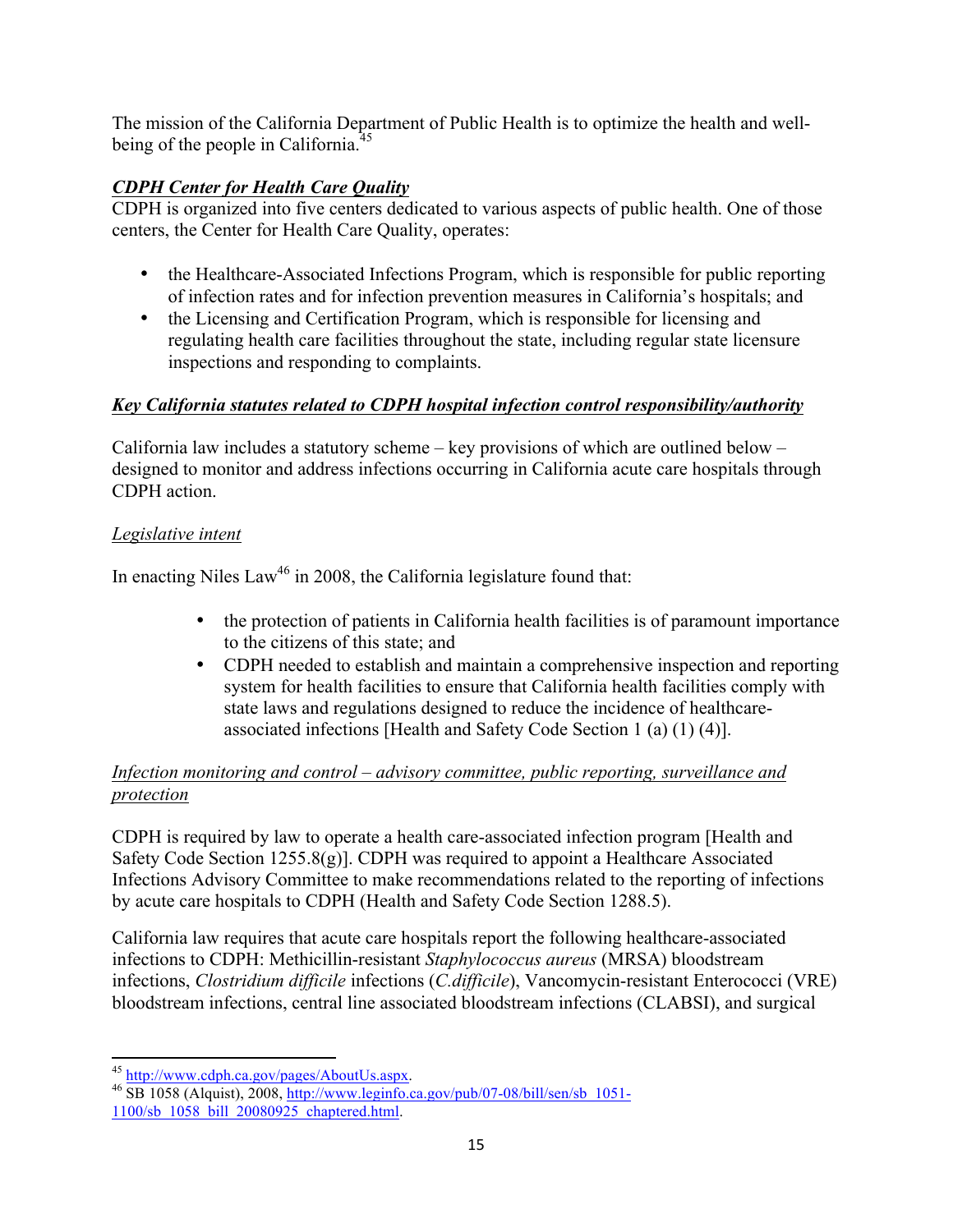The mission of the California Department of Public Health is to optimize the health and well-being of the people in California.[45]

### ***CDPH Center for Health Care Quality***

CDPH is organized into five centers dedicated to various aspects of public health. One of those centers, the Center for Health Care Quality, operates:

- the Healthcare-Associated Infections Program, which is responsible for public reporting of infection rates and for infection prevention measures in California's hospitals; and
- the Licensing and Certification Program, which is responsible for licensing and regulating health care facilities throughout the state, including regular state licensure inspections and responding to complaints.

### ***Key California statutes related to CDPH hospital infection control responsibility/authority***

California law includes a statutory scheme – key provisions of which are outlined below – designed to monitor and address infections occurring in California acute care hospitals through CDPH action.

#### *Legislative intent*

In enacting Niles Law[46] in 2008, the California legislature found that:

- the protection of patients in California health facilities is of paramount importance to the citizens of this state; and
- CDPH needed to establish and maintain a comprehensive inspection and reporting system for health facilities to ensure that California health facilities comply with state laws and regulations designed to reduce the incidence of healthcare-associated infections [Health and Safety Code Section 1 (a) (1) (4)].

#### *Infection monitoring and control – advisory committee, public reporting, surveillance and protection*

CDPH is required by law to operate a health care-associated infection program [Health and Safety Code Section 1255.8(g)]. CDPH was required to appoint a Healthcare Associated Infections Advisory Committee to make recommendations related to the reporting of infections by acute care hospitals to CDPH (Health and Safety Code Section 1288.5).

California law requires that acute care hospitals report the following healthcare-associated infections to CDPH: Methicillin-resistant *Staphylococcus aureus* (MRSA) bloodstream infections, *Clostridium difficile* infections (*C.difficile*), Vancomycin-resistant Enterococci (VRE) bloodstream infections, central line associated bloodstream infections (CLABSI), and surgical

---

[45] http://www.cdph.ca.gov/pages/AboutUs.aspx.

[46] SB 1058 (Alquist), 2008, http://www.leginfo.ca.gov/pub/07-08/bill/sen/sb_1051-1100/sb_1058_bill_20080925_chaptered.html.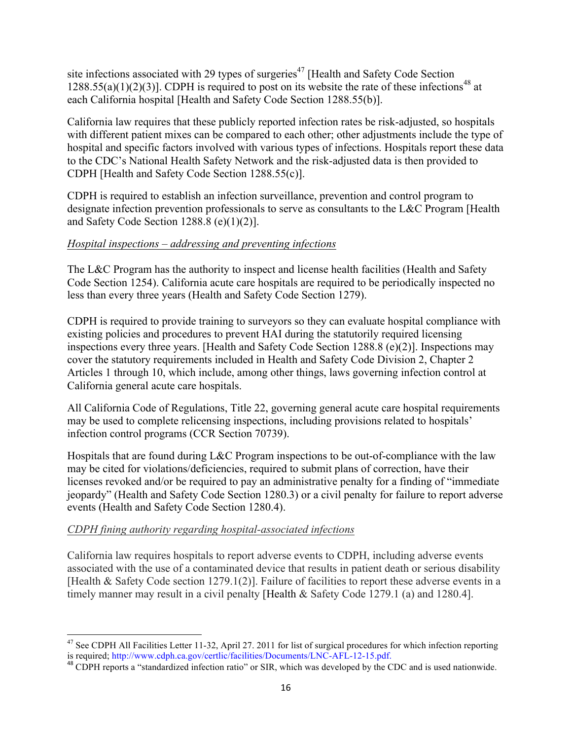site infections associated with 29 types of surgeries[47] [Health and Safety Code Section 1288.55(a)(1)(2)(3)]. CDPH is required to post on its website the rate of these infections[48] at each California hospital [Health and Safety Code Section 1288.55(b)].

California law requires that these publicly reported infection rates be risk-adjusted, so hospitals with different patient mixes can be compared to each other; other adjustments include the type of hospital and specific factors involved with various types of infections. Hospitals report these data to the CDC's National Health Safety Network and the risk-adjusted data is then provided to CDPH [Health and Safety Code Section 1288.55(c)].

CDPH is required to establish an infection surveillance, prevention and control program to designate infection prevention professionals to serve as consultants to the L&C Program [Health and Safety Code Section 1288.8 (e)(1)(2)].

*Hospital inspections – addressing and preventing infections*

The L&C Program has the authority to inspect and license health facilities (Health and Safety Code Section 1254). California acute care hospitals are required to be periodically inspected no less than every three years (Health and Safety Code Section 1279).

CDPH is required to provide training to surveyors so they can evaluate hospital compliance with existing policies and procedures to prevent HAI during the statutorily required licensing inspections every three years. [Health and Safety Code Section 1288.8 (e)(2)]. Inspections may cover the statutory requirements included in Health and Safety Code Division 2, Chapter 2 Articles 1 through 10, which include, among other things, laws governing infection control at California general acute care hospitals.

All California Code of Regulations, Title 22, governing general acute care hospital requirements may be used to complete relicensing inspections, including provisions related to hospitals' infection control programs (CCR Section 70739).

Hospitals that are found during L&C Program inspections to be out-of-compliance with the law may be cited for violations/deficiencies, required to submit plans of correction, have their licenses revoked and/or be required to pay an administrative penalty for a finding of "immediate jeopardy" (Health and Safety Code Section 1280.3) or a civil penalty for failure to report adverse events (Health and Safety Code Section 1280.4).

*CDPH fining authority regarding hospital-associated infections*

California law requires hospitals to report adverse events to CDPH, including adverse events associated with the use of a contaminated device that results in patient death or serious disability [Health & Safety Code section 1279.1(2)]. Failure of facilities to report these adverse events in a timely manner may result in a civil penalty [Health & Safety Code 1279.1 (a) and 1280.4].

---

[47] See CDPH All Facilities Letter 11-32, April 27. 2011 for list of surgical procedures for which infection reporting is required; http://www.cdph.ca.gov/certlic/facilities/Documents/LNC-AFL-12-15.pdf.

[48] CDPH reports a "standardized infection ratio" or SIR, which was developed by the CDC and is used nationwide.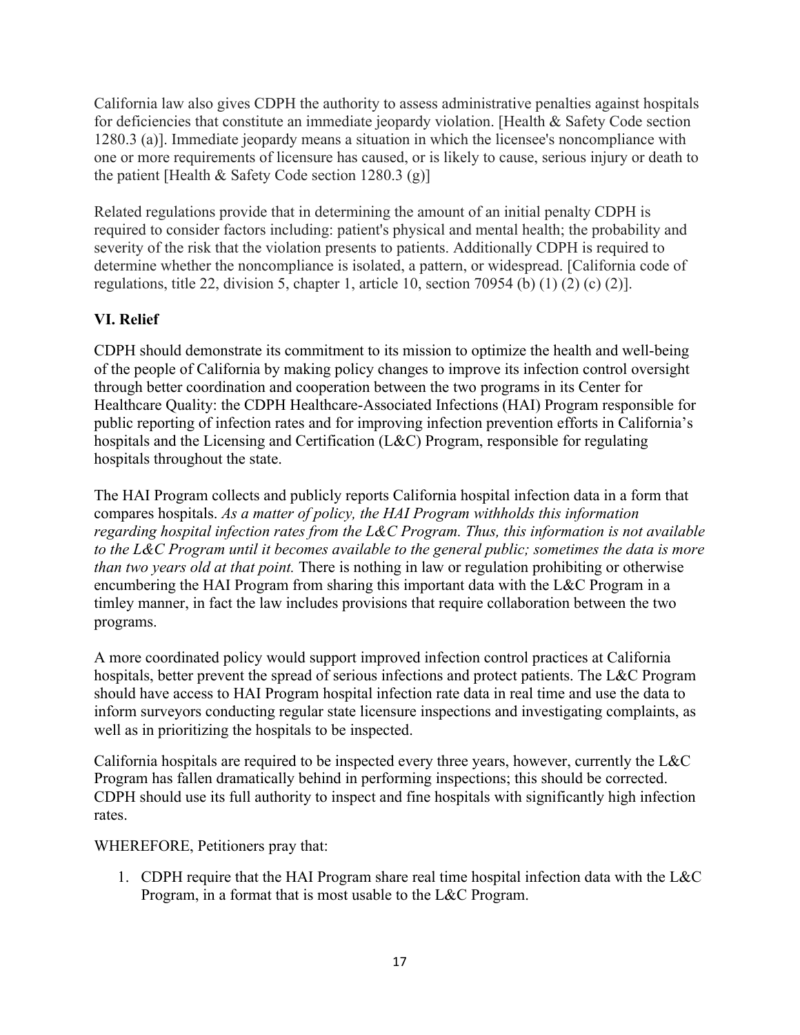California law also gives CDPH the authority to assess administrative penalties against hospitals for deficiencies that constitute an immediate jeopardy violation. [Health & Safety Code section 1280.3 (a)]. Immediate jeopardy means a situation in which the licensee's noncompliance with one or more requirements of licensure has caused, or is likely to cause, serious injury or death to the patient [Health & Safety Code section 1280.3 (g)]

Related regulations provide that in determining the amount of an initial penalty CDPH is required to consider factors including: patient's physical and mental health; the probability and severity of the risk that the violation presents to patients. Additionally CDPH is required to determine whether the noncompliance is isolated, a pattern, or widespread. [California code of regulations, title 22, division 5, chapter 1, article 10, section 70954 (b) (1) (2) (c) (2)].

## VI. Relief

CDPH should demonstrate its commitment to its mission to optimize the health and well-being of the people of California by making policy changes to improve its infection control oversight through better coordination and cooperation between the two programs in its Center for Healthcare Quality: the CDPH Healthcare-Associated Infections (HAI) Program responsible for public reporting of infection rates and for improving infection prevention efforts in California's hospitals and the Licensing and Certification (L&C) Program, responsible for regulating hospitals throughout the state.

The HAI Program collects and publicly reports California hospital infection data in a form that compares hospitals. *As a matter of policy, the HAI Program withholds this information regarding hospital infection rates from the L&C Program. Thus, this information is not available to the L&C Program until it becomes available to the general public; sometimes the data is more than two years old at that point.* There is nothing in law or regulation prohibiting or otherwise encumbering the HAI Program from sharing this important data with the L&C Program in a timley manner, in fact the law includes provisions that require collaboration between the two programs.

A more coordinated policy would support improved infection control practices at California hospitals, better prevent the spread of serious infections and protect patients. The L&C Program should have access to HAI Program hospital infection rate data in real time and use the data to inform surveyors conducting regular state licensure inspections and investigating complaints, as well as in prioritizing the hospitals to be inspected.

California hospitals are required to be inspected every three years, however, currently the L&C Program has fallen dramatically behind in performing inspections; this should be corrected. CDPH should use its full authority to inspect and fine hospitals with significantly high infection rates.

WHEREFORE, Petitioners pray that:

1. CDPH require that the HAI Program share real time hospital infection data with the L&C Program, in a format that is most usable to the L&C Program.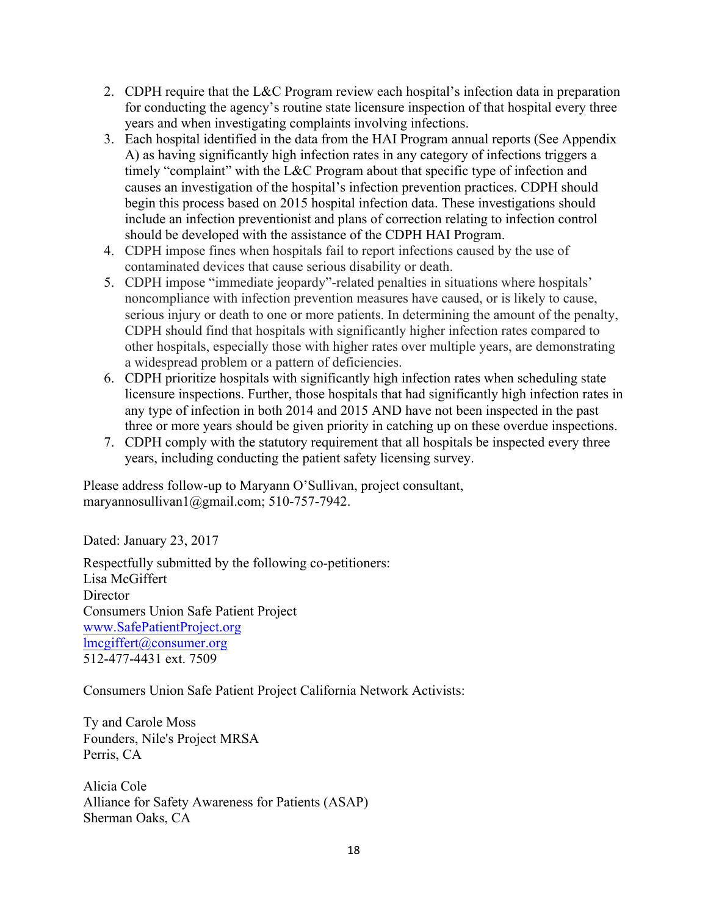2. CDPH require that the L&C Program review each hospital's infection data in preparation for conducting the agency's routine state licensure inspection of that hospital every three years and when investigating complaints involving infections.
3. Each hospital identified in the data from the HAI Program annual reports (See Appendix A) as having significantly high infection rates in any category of infections triggers a timely "complaint" with the L&C Program about that specific type of infection and causes an investigation of the hospital's infection prevention practices. CDPH should begin this process based on 2015 hospital infection data. These investigations should include an infection preventionist and plans of correction relating to infection control should be developed with the assistance of the CDPH HAI Program.
4. CDPH impose fines when hospitals fail to report infections caused by the use of contaminated devices that cause serious disability or death.
5. CDPH impose "immediate jeopardy"-related penalties in situations where hospitals' noncompliance with infection prevention measures have caused, or is likely to cause, serious injury or death to one or more patients. In determining the amount of the penalty, CDPH should find that hospitals with significantly higher infection rates compared to other hospitals, especially those with higher rates over multiple years, are demonstrating a widespread problem or a pattern of deficiencies.
6. CDPH prioritize hospitals with significantly high infection rates when scheduling state licensure inspections. Further, those hospitals that had significantly high infection rates in any type of infection in both 2014 and 2015 AND have not been inspected in the past three or more years should be given priority in catching up on these overdue inspections.
7. CDPH comply with the statutory requirement that all hospitals be inspected every three years, including conducting the patient safety licensing survey.

Please address follow-up to Maryann O'Sullivan, project consultant, maryannosullivan1@gmail.com; 510-757-7942.

Dated: January 23, 2017

Respectfully submitted by the following co-petitioners:
Lisa McGiffert
Director
Consumers Union Safe Patient Project
www.SafePatientProject.org
lmcgiffert@consumer.org
512-477-4431 ext. 7509

Consumers Union Safe Patient Project California Network Activists:

Ty and Carole Moss
Founders, Nile's Project MRSA
Perris, CA

Alicia Cole
Alliance for Safety Awareness for Patients (ASAP)
Sherman Oaks, CA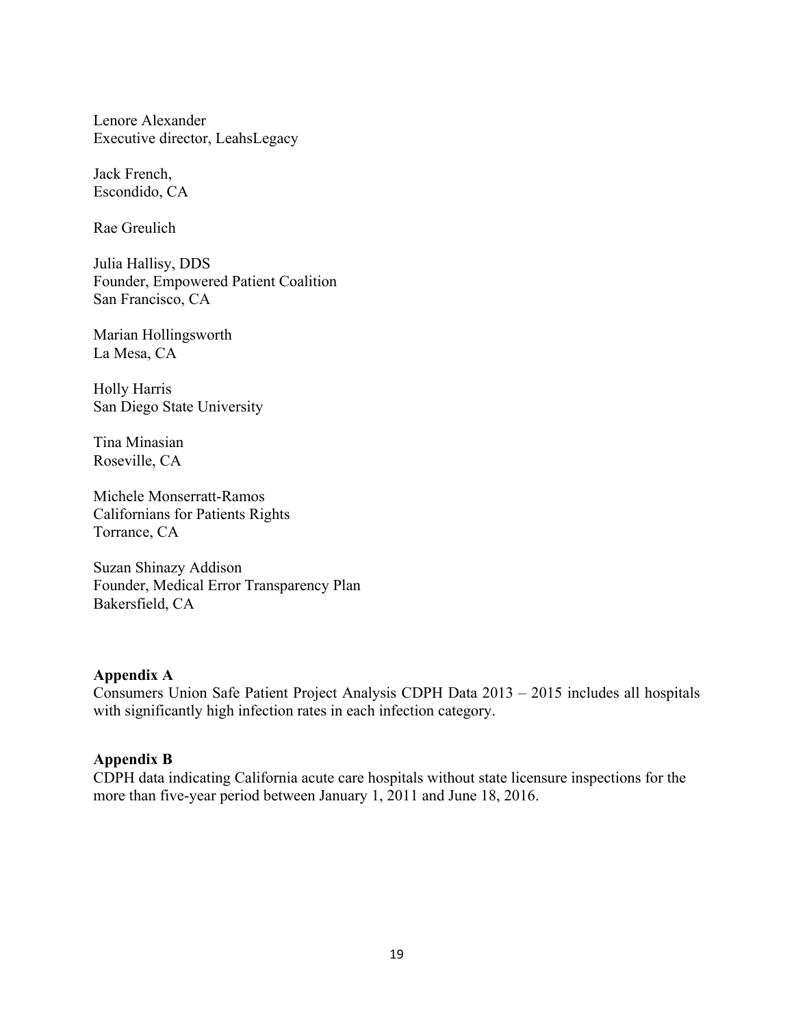Lenore Alexander
Executive director, LeahsLegacy

Jack French,
Escondido, CA

Rae Greulich

Julia Hallisy, DDS
Founder, Empowered Patient Coalition
San Francisco, CA

Marian Hollingsworth
La Mesa, CA

Holly Harris
San Diego State University

Tina Minasian
Roseville, CA

Michele Monserratt-Ramos
Californians for Patients Rights
Torrance, CA

Suzan Shinazy Addison
Founder, Medical Error Transparency Plan
Bakersfield, CA

**Appendix A**
Consumers Union Safe Patient Project Analysis CDPH Data 2013 – 2015 includes all hospitals with significantly high infection rates in each infection category.

**Appendix B**
CDPH data indicating California acute care hospitals without state licensure inspections for the more than five-year period between January 1, 2011 and June 18, 2016.